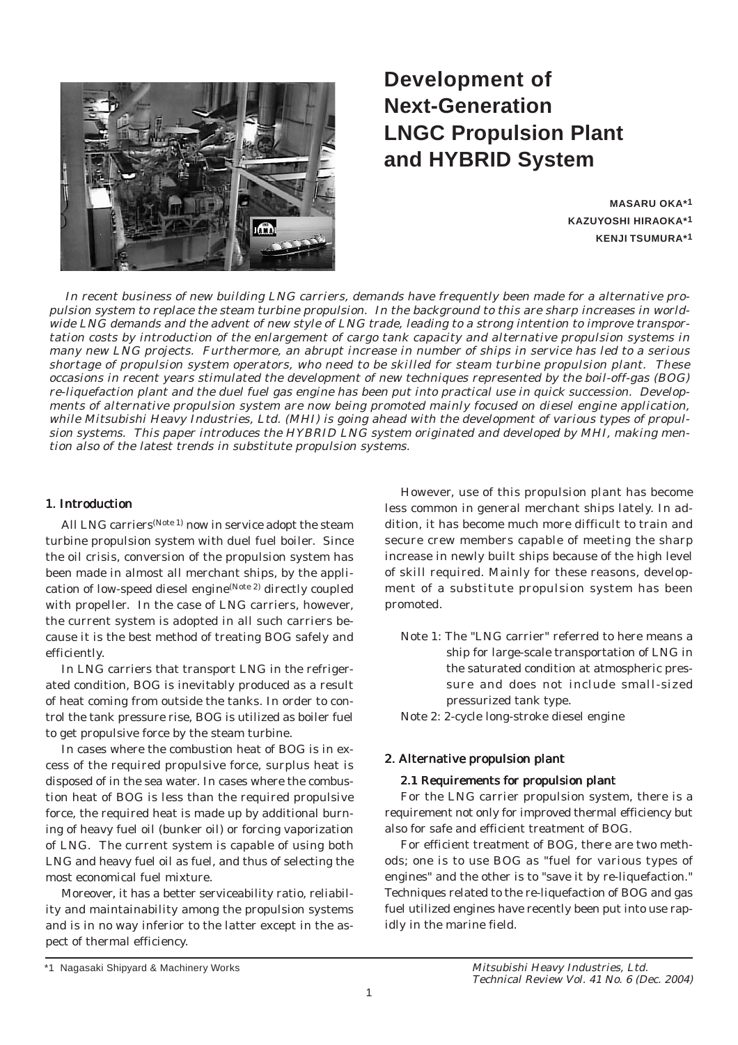# Development of Next-Generation LNGC Propulsion Plant and HYBRID System

MASARU OKA[*1]
KAZUYOSHI HIRAOKA[*1]
KENJI TSUMURA[*1]

*In recent business of new building LNG carriers, demands have frequently been made for a alternative propulsion system to replace the steam turbine propulsion. In the background to this are sharp increases in worldwide LNG demands and the advent of new style of LNG trade, leading to a strong intention to improve transportation costs by introduction of the enlargement of cargo tank capacity and alternative propulsion systems in many new LNG projects. Furthermore, an abrupt increase in number of ships in service has led to a serious shortage of propulsion system operators, who need to be skilled for steam turbine propulsion plant. These occasions in recent years stimulated the development of new techniques represented by the boil-off-gas (BOG) re-liquefaction plant and the duel fuel gas engine has been put into practical use in quick succession. Developments of alternative propulsion system are now being promoted mainly focused on diesel engine application, while Mitsubishi Heavy Industries, Ltd. (MHI) is going ahead with the development of various types of propulsion systems. This paper introduces the HYBRID LNG system originated and developed by MHI, making mention also of the latest trends in substitute propulsion systems.*

## 1. Introduction

All LNG carriers[(Note 1)] now in service adopt the steam turbine propulsion system with duel fuel boiler. Since the oil crisis, conversion of the propulsion system has been made in almost all merchant ships, by the application of low-speed diesel engine[(Note 2)] directly coupled with propeller. In the case of LNG carriers, however, the current system is adopted in all such carriers because it is the best method of treating BOG safely and efficiently.

In LNG carriers that transport LNG in the refrigerated condition, BOG is inevitably produced as a result of heat coming from outside the tanks. In order to control the tank pressure rise, BOG is utilized as boiler fuel to get propulsive force by the steam turbine.

In cases where the combustion heat of BOG is in excess of the required propulsive force, surplus heat is disposed of in the sea water. In cases where the combustion heat of BOG is less than the required propulsive force, the required heat is made up by additional burning of heavy fuel oil (bunker oil) or forcing vaporization of LNG. The current system is capable of using both LNG and heavy fuel oil as fuel, and thus of selecting the most economical fuel mixture.

Moreover, it has a better serviceability ratio, reliability and maintainability among the propulsion systems and is in no way inferior to the latter except in the aspect of thermal efficiency.

However, use of this propulsion plant has become less common in general merchant ships lately. In addition, it has become much more difficult to train and secure crew members capable of meeting the sharp increase in newly built ships because of the high level of skill required. Mainly for these reasons, development of a substitute propulsion system has been promoted.

Note 1: The "LNG carrier" referred to here means a ship for large-scale transportation of LNG in the saturated condition at atmospheric pressure and does not include small-sized pressurized tank type.

Note 2: 2-cycle long-stroke diesel engine

## 2. Alternative propulsion plant

### 2.1 Requirements for propulsion plant

For the LNG carrier propulsion system, there is a requirement not only for improved thermal efficiency but also for safe and efficient treatment of BOG.

For efficient treatment of BOG, there are two methods; one is to use BOG as "fuel for various types of engines" and the other is to "save it by re-liquefaction." Techniques related to the re-liquefaction of BOG and gas fuel utilized engines have recently been put into use rapidly in the marine field.

*1 Nagasaki Shipyard & Machinery Works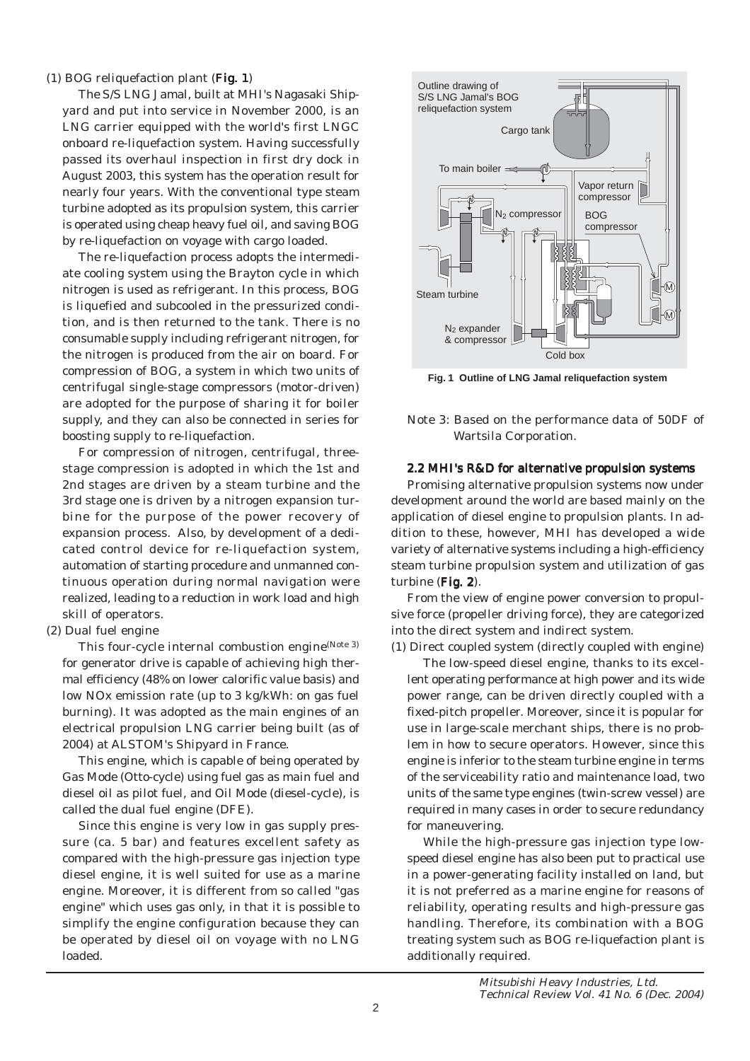(1) BOG reliquefaction plant (**Fig. 1**)

The S/S LNG Jamal, built at MHI's Nagasaki Shipyard and put into service in November 2000, is an LNG carrier equipped with the world's first LNGC onboard re-liquefaction system. Having successfully passed its overhaul inspection in first dry dock in August 2003, this system has the operation result for nearly four years. With the conventional type steam turbine adopted as its propulsion system, this carrier is operated using cheap heavy fuel oil, and saving BOG by re-liquefaction on voyage with cargo loaded.

The re-liquefaction process adopts the intermediate cooling system using the Brayton cycle in which nitrogen is used as refrigerant. In this process, BOG is liquefied and subcooled in the pressurized condition, and is then returned to the tank. There is no consumable supply including refrigerant nitrogen, for the nitrogen is produced from the air on board. For compression of BOG, a system in which two units of centrifugal single-stage compressors (motor-driven) are adopted for the purpose of sharing it for boiler supply, and they can also be connected in series for boosting supply to re-liquefaction.

For compression of nitrogen, centrifugal, three-stage compression is adopted in which the 1st and 2nd stages are driven by a steam turbine and the 3rd stage one is driven by a nitrogen expansion turbine for the purpose of the power recovery of expansion process. Also, by development of a dedicated control device for re-liquefaction system, automation of starting procedure and unmanned continuous operation during normal navigation were realized, leading to a reduction in work load and high skill of operators.

(2) Dual fuel engine

This four-cycle internal combustion engine(Note 3) for generator drive is capable of achieving high thermal efficiency (48% on lower calorific value basis) and low NOx emission rate (up to 3 kg/kWh: on gas fuel burning). It was adopted as the main engines of an electrical propulsion LNG carrier being built (as of 2004) at ALSTOM's Shipyard in France.

This engine, which is capable of being operated by Gas Mode (Otto-cycle) using fuel gas as main fuel and diesel oil as pilot fuel, and Oil Mode (diesel-cycle), is called the dual fuel engine (DFE).

Since this engine is very low in gas supply pressure (ca. 5 bar) and features excellent safety as compared with the high-pressure gas injection type diesel engine, it is well suited for use as a marine engine. Moreover, it is different from so called "gas engine" which uses gas only, in that it is possible to simplify the engine configuration because they can be operated by diesel oil on voyage with no LNG loaded.

**Fig. 1 Outline of LNG Jamal reliquefaction system**

Note 3: Based on the performance data of 50DF of Wartsila Corporation.

### 2.2 MHI's R&D for alternative propulsion systems

Promising alternative propulsion systems now under development around the world are based mainly on the application of diesel engine to propulsion plants. In addition to these, however, MHI has developed a wide variety of alternative systems including a high-efficiency steam turbine propulsion system and utilization of gas turbine (**Fig. 2**).

From the view of engine power conversion to propulsive force (propeller driving force), they are categorized into the direct system and indirect system.

(1) Direct coupled system (directly coupled with engine)

The low-speed diesel engine, thanks to its excellent operating performance at high power and its wide power range, can be driven directly coupled with a fixed-pitch propeller. Moreover, since it is popular for use in large-scale merchant ships, there is no problem in how to secure operators. However, since this engine is inferior to the steam turbine engine in terms of the serviceability ratio and maintenance load, two units of the same type engines (twin-screw vessel) are required in many cases in order to secure redundancy for maneuvering.

While the high-pressure gas injection type low-speed diesel engine has also been put to practical use in a power-generating facility installed on land, but it is not preferred as a marine engine for reasons of reliability, operating results and high-pressure gas handling. Therefore, its combination with a BOG treating system such as BOG re-liquefaction plant is additionally required.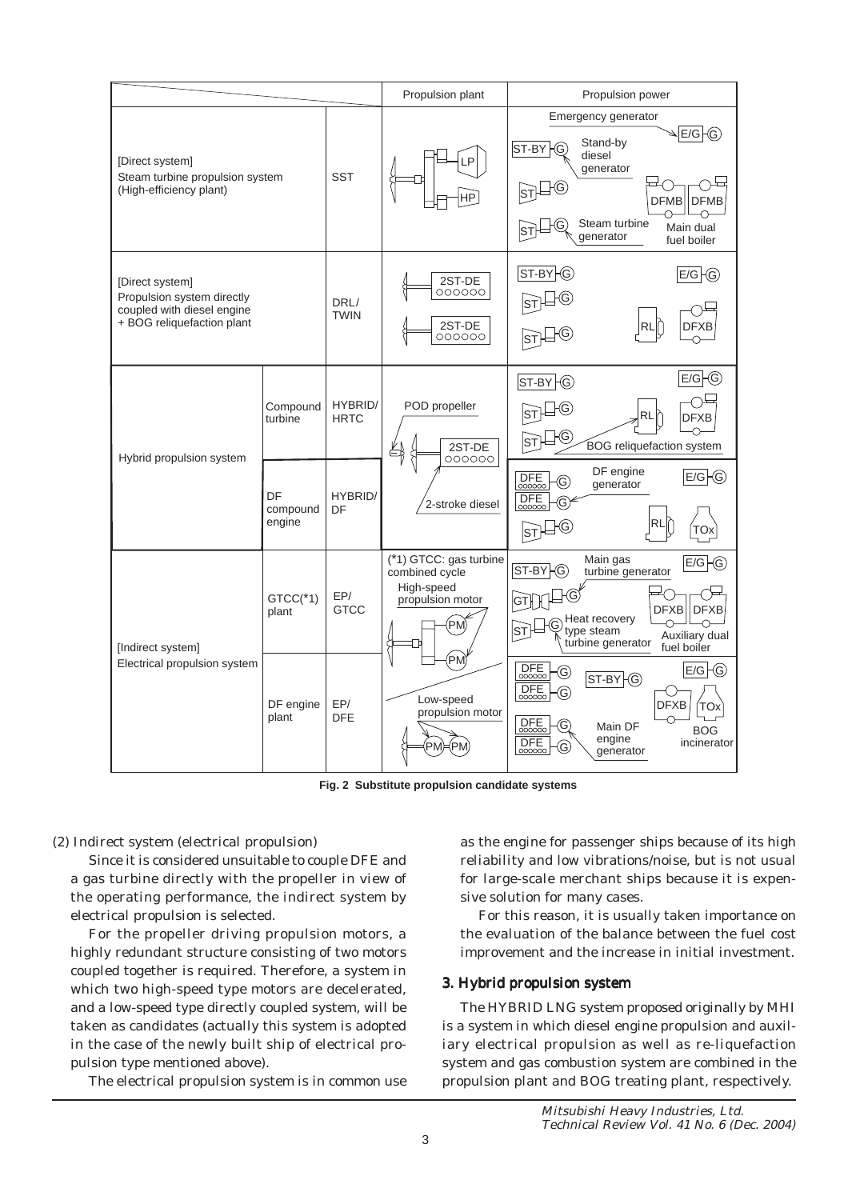| | | | Propulsion plant | Propulsion power |
|---|---|---|---|---|
| [Direct system] Steam turbine propulsion system (High-efficiency plant) | | SST | LP, HP | Emergency generator; E/G-G; ST-BY-G (Stand-by diesel generator); ST-G; ST-G (Steam turbine generator); DFMB, DFMB (Main dual fuel boiler) |
| [Direct system] Propulsion system directly coupled with diesel engine + BOG reliquefaction plant | | DRL/ TWIN | 2ST-DE, 2ST-DE | ST-BY-G; E/G-G; ST-G; ST-G; RL; DFXB |
| Hybrid propulsion system | Compound turbine | HYBRID/ HRTC | POD propeller; 2ST-DE; 2-stroke diesel | ST-BY-G; E/G-G; ST-G; ST-G; RL; DFXB; BOG reliquefaction system |
| | DF compound engine | HYBRID/ DF | | DFE-G (DF engine generator); DFE-G; ST-G; E/G-G; RL; TOx |
| [Indirect system] Electrical propulsion system | GTCC(*1) plant | EP/ GTCC | (*1) GTCC: gas turbine combined cycle; High-speed propulsion motor; PM, PM | ST-BY-G; GT-G (Main gas turbine generator); E/G-G; ST-G (Heat recovery type steam turbine generator); DFXB, DFXB (Auxiliary dual fuel boiler) |
| | DF engine plant | EP/ DFE | Low-speed propulsion motor; PM-PM | DFE-G; DFE-G; DFE-G; DFE-G (Main DF engine generator); ST-BY-G; E/G-G; DFXB; TOx (BOG incinerator) |

**Fig. 2 Substitute propulsion candidate systems**

(2) Indirect system (electrical propulsion)

Since it is considered unsuitable to couple DFE and a gas turbine directly with the propeller in view of the operating performance, the indirect system by electrical propulsion is selected.

For the propeller driving propulsion motors, a highly redundant structure consisting of two motors coupled together is required. Therefore, a system in which two high-speed type motors are decelerated, and a low-speed type directly coupled system, will be taken as candidates (actually this system is adopted in the case of the newly built ship of electrical propulsion type mentioned above).

The electrical propulsion system is in common use as the engine for passenger ships because of its high reliability and low vibrations/noise, but is not usual for large-scale merchant ships because it is expensive solution for many cases.

For this reason, it is usually taken importance on the evaluation of the balance between the fuel cost improvement and the increase in initial investment.

## 3. Hybrid propulsion system

The HYBRID LNG system proposed originally by MHI is a system in which diesel engine propulsion and auxiliary electrical propulsion as well as re-liquefaction system and gas combustion system are combined in the propulsion plant and BOG treating plant, respectively.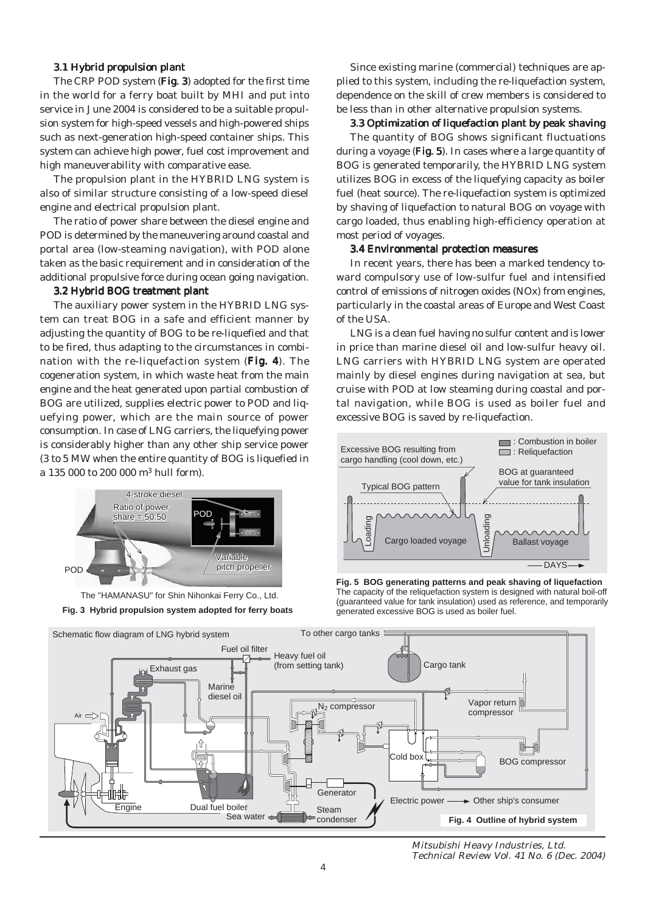### 3.1 Hybrid propulsion plant

The CRP POD system (**Fig. 3**) adopted for the first time in the world for a ferry boat built by MHI and put into service in June 2004 is considered to be a suitable propulsion system for high-speed vessels and high-powered ships such as next-generation high-speed container ships. This system can achieve high power, fuel cost improvement and high maneuverability with comparative ease.

The propulsion plant in the HYBRID LNG system is also of similar structure consisting of a low-speed diesel engine and electrical propulsion plant.

The ratio of power share between the diesel engine and POD is determined by the maneuvering around coastal and portal area (low-steaming navigation), with POD alone taken as the basic requirement and in consideration of the additional propulsive force during ocean going navigation.

### 3.2 Hybrid BOG treatment plant

The auxiliary power system in the HYBRID LNG system can treat BOG in a safe and efficient manner by adjusting the quantity of BOG to be re-liquefied and that to be fired, thus adapting to the circumstances in combination with the re-liquefaction system (**Fig. 4**). The cogeneration system, in which waste heat from the main engine and the heat generated upon partial combustion of BOG are utilized, supplies electric power to POD and liquefying power, which are the main source of power consumption. In case of LNG carriers, the liquefying power is considerably higher than any other ship service power (3 to 5 MW when the entire quantity of BOG is liquefied in a 135 000 to 200 000 $m^3$ hull form).

The "HAMANASU" for Shin Nihonkai Ferry Co., Ltd.

**Fig. 3 Hybrid propulsion system adopted for ferry boats**

Since existing marine (commercial) techniques are applied to this system, including the re-liquefaction system, dependence on the skill of crew members is considered to be less than in other alternative propulsion systems.

### 3.3 Optimization of liquefaction plant by peak shaving

The quantity of BOG shows significant fluctuations during a voyage (**Fig. 5**). In cases where a large quantity of BOG is generated temporarily, the HYBRID LNG system utilizes BOG in excess of the liquefying capacity as boiler fuel (heat source). The re-liquefaction system is optimized by shaving of liquefaction to natural BOG on voyage with cargo loaded, thus enabling high-efficiency operation at most period of voyages.

### 3.4 Environmental protection measures

In recent years, there has been a marked tendency toward compulsory use of low-sulfur fuel and intensified control of emissions of nitrogen oxides (NOx) from engines, particularly in the coastal areas of Europe and West Coast of the USA.

LNG is a clean fuel having no sulfur content and is lower in price than marine diesel oil and low-sulfur heavy oil. LNG carriers with HYBRID LNG system are operated mainly by diesel engines during navigation at sea, but cruise with POD at low steaming during coastal and portal navigation, while BOG is used as boiler fuel and excessive BOG is saved by re-liquefaction.

**Fig. 5 BOG generating patterns and peak shaving of liquefaction**
The capacity of the reliquefaction system is designed with natural boil-off (guaranteed value for tank insulation) used as reference, and temporarily generated excessive BOG is used as boiler fuel.

**Fig. 4 Outline of hybrid system**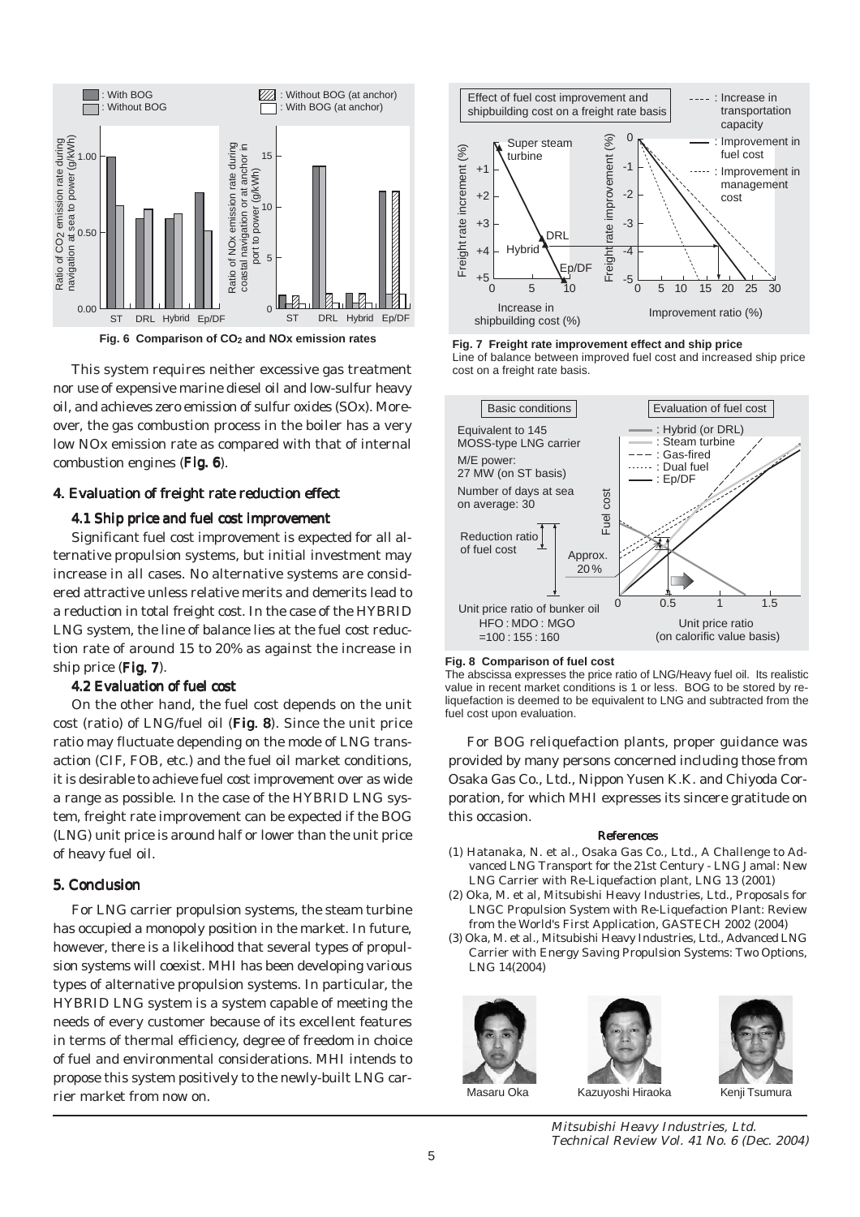: With BOG
: Without BOG
: Without BOG (at anchor)
: With BOG (at anchor)

Ratio of $CO_2$ emission rate during navigation at sea to power (g/kWh)
1.00
0.50
0.00
ST DRL Hybrid Ep/DF

Ratio of NOx emission rate during coastal navigation or at anchor in port to power (g/kWh)
15
10
5
0
ST DRL Hybrid Ep/DF

**Fig. 6 Comparison of $CO_2$ and NOx emission rates**

This system requires neither excessive gas treatment nor use of expensive marine diesel oil and low-sulfur heavy oil, and achieves zero emission of sulfur oxides (SOx). Moreover, the gas combustion process in the boiler has a very low NOx emission rate as compared with that of internal combustion engines (**Fig. 6**).

## 4. Evaluation of freight rate reduction effect

### 4.1 Ship price and fuel cost improvement

Significant fuel cost improvement is expected for all alternative propulsion systems, but initial investment may increase in all cases. No alternative systems are considered attractive unless relative merits and demerits lead to a reduction in total freight cost. In the case of the HYBRID LNG system, the line of balance lies at the fuel cost reduction rate of around 15 to 20% as against the increase in ship price (**Fig. 7**).

### 4.2 Evaluation of fuel cost

On the other hand, the fuel cost depends on the unit cost (ratio) of LNG/fuel oil (**Fig. 8**). Since the unit price ratio may fluctuate depending on the mode of LNG transaction (CIF, FOB, etc.) and the fuel oil market conditions, it is desirable to achieve fuel cost improvement over as wide a range as possible. In the case of the HYBRID LNG system, freight rate improvement can be expected if the BOG (LNG) unit price is around half or lower than the unit price of heavy fuel oil.

## 5. Conclusion

For LNG carrier propulsion systems, the steam turbine has occupied a monopoly position in the market. In future, however, there is a likelihood that several types of propulsion systems will coexist. MHI has been developing various types of alternative propulsion systems. In particular, the HYBRID LNG system is a system capable of meeting the needs of every customer because of its excellent features in terms of thermal efficiency, degree of freedom in choice of fuel and environmental considerations. MHI intends to propose this system positively to the newly-built LNG carrier market from now on.

Effect of fuel cost improvement and shipbuilding cost on a freight rate basis
: Increase in transportation capacity
: Improvement in fuel cost
: Improvement in management cost

Super steam turbine
DRL
Hybrid
Ep/DF

Freight rate increment (%)
+1 +2 +3 +4 +5
0 5 10
Increase in shipbuilding cost (%)

Freight rate improvement (%)
0 -1 -2 -3 -4 -5
0 5 10 15 20 25 30
Improvement ratio (%)

**Fig. 7 Freight rate improvement effect and ship price**
Line of balance between improved fuel cost and increased ship price cost on a freight rate basis.

Basic conditions
Equivalent to 145 MOSS-type LNG carrier
M/E power: 27 MW (on ST basis)
Number of days at sea on average: 30
Reduction ratio of fuel cost
Approx. 20%
Unit price ratio of bunker oil
HFO : MDO : MGO
=100 : 155 : 160

Evaluation of fuel cost
: Hybrid (or DRL)
: Steam turbine
: Gas-fired
: Dual fuel
: Ep/DF

Fuel cost
0 0.5 1 1.5
Unit price ratio
(on calorific value basis)

**Fig. 8 Comparison of fuel cost**
The abscissa expresses the price ratio of LNG/Heavy fuel oil. Its realistic value in recent market conditions is 1 or less. BOG to be stored by reliquefaction is deemed to be equivalent to LNG and subtracted from the fuel cost upon evaluation.

For BOG reliquefaction plants, proper guidance was provided by many persons concerned including those from Osaka Gas Co., Ltd., Nippon Yusen K.K. and Chiyoda Corporation, for which MHI expresses its sincere gratitude on this occasion.

### References

(1) Hatanaka, N. et al., Osaka Gas Co., Ltd., A Challenge to Advanced LNG Transport for the 21st Century - LNG Jamal: New LNG Carrier with Re-Liquefaction plant, LNG 13 (2001)
(2) Oka, M. et al, Mitsubishi Heavy Industries, Ltd., Proposals for LNGC Propulsion System with Re-Liquefaction Plant: Review from the World's First Application, GASTECH 2002 (2004)
(3) Oka, M. et al., Mitsubishi Heavy Industries, Ltd., Advanced LNG Carrier with Energy Saving Propulsion Systems: Two Options, LNG 14(2004)

Masaru Oka    Kazuyoshi Hiraoka    Kenji Tsumura